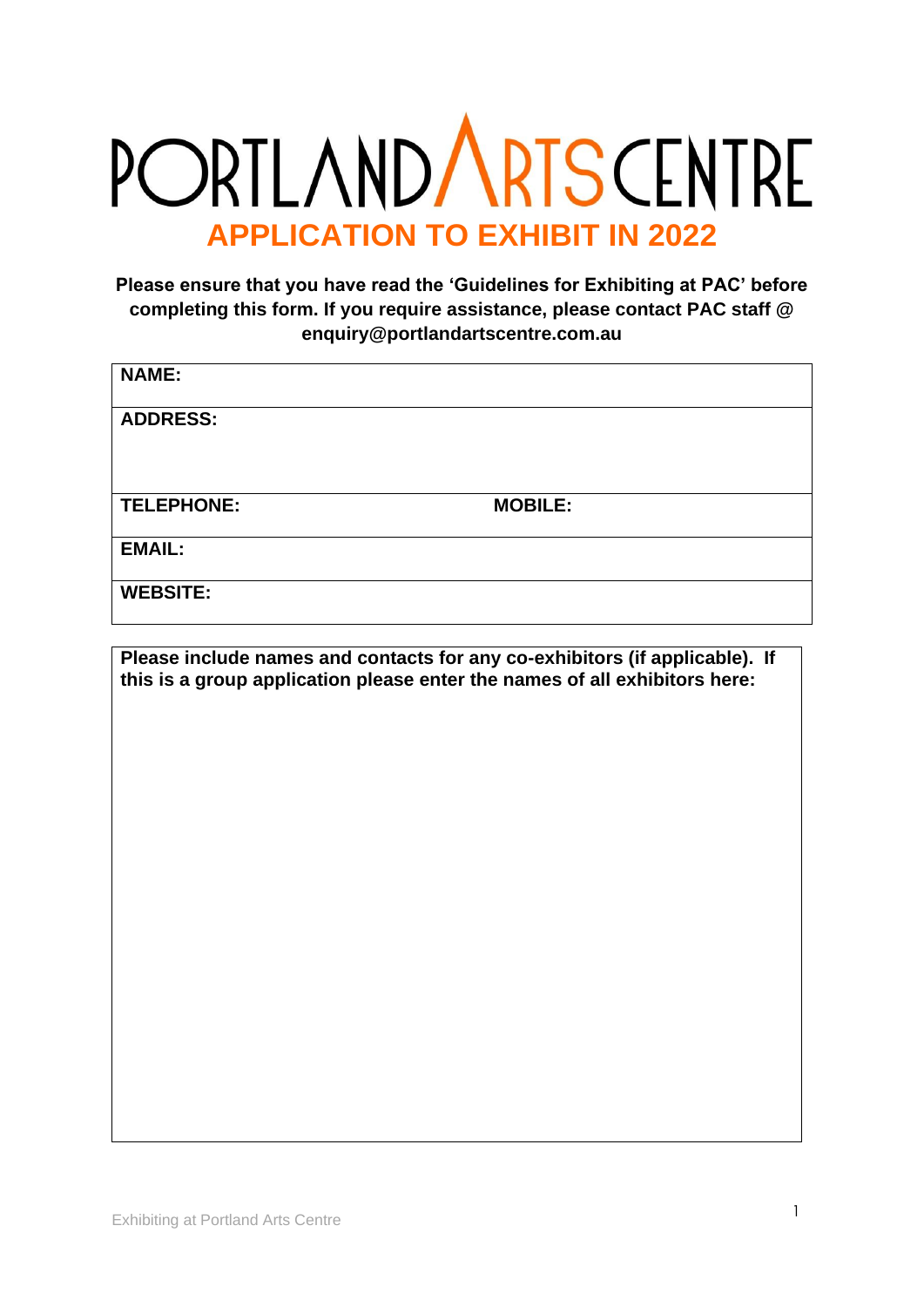# PORTLAND ARTS CENTRE

## APPLICATION TO EXHIBIT IN 2022

**Please ensure that you have read the 'Guidelines for Exhibiting at PAC' before completing this form. If you require assistance, please contact PAC staff @ enquiry@portlandartscentre.com.au**

| **NAME:** | |
|---|---|
| **ADDRESS:** | |
| **TELEPHONE:** | **MOBILE:** |
| **EMAIL:** | |
| **WEBSITE:** | |

| **Please include names and contacts for any co-exhibitors (if applicable). If this is a group application please enter the names of all exhibitors here:** |
|---|
| |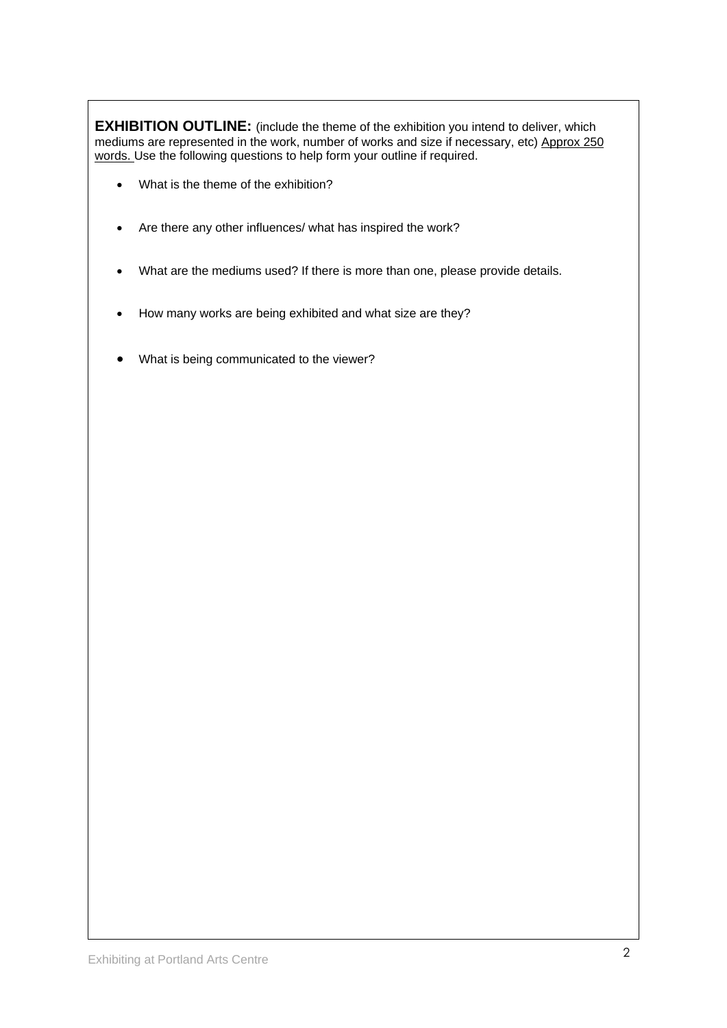**EXHIBITION OUTLINE:** (include the theme of the exhibition you intend to deliver, which mediums are represented in the work, number of works and size if necessary, etc) Approx 250 words. Use the following questions to help form your outline if required.

- What is the theme of the exhibition?
- Are there any other influences/ what has inspired the work?
- What are the mediums used? If there is more than one, please provide details.
- How many works are being exhibited and what size are they?
- What is being communicated to the viewer?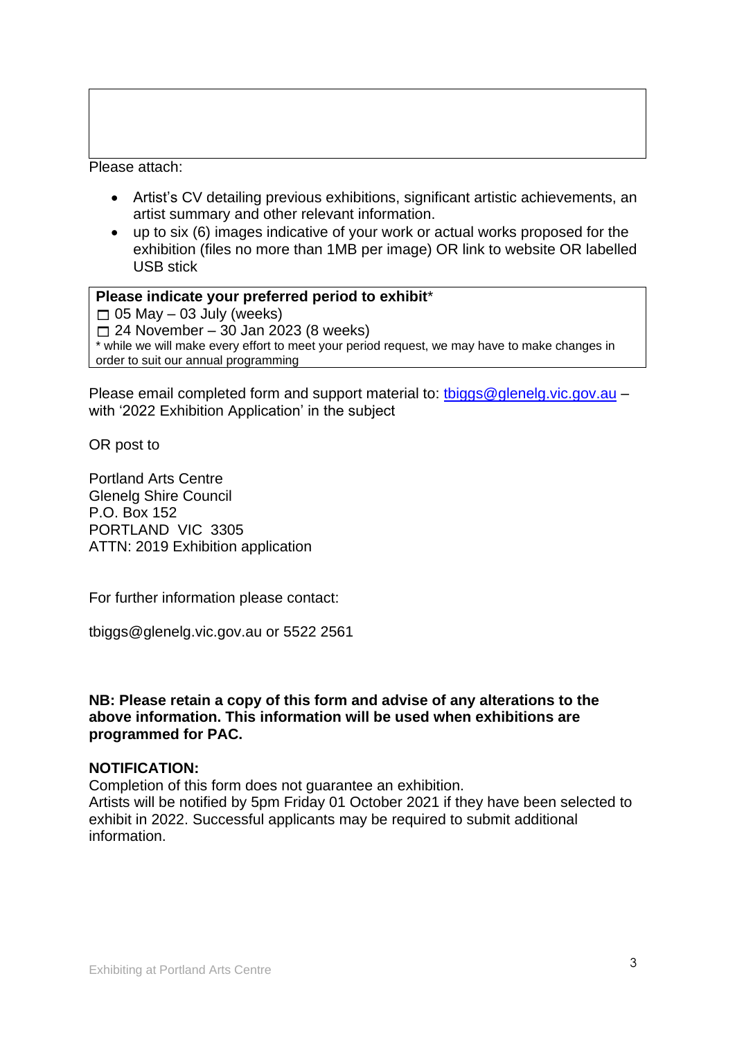Please attach:

- Artist's CV detailing previous exhibitions, significant artistic achievements, an artist summary and other relevant information.
- up to six (6) images indicative of your work or actual works proposed for the exhibition (files no more than 1MB per image) OR link to website OR labelled USB stick

**Please indicate your preferred period to exhibit***

☐ 05 May – 03 July (weeks)

☐ 24 November – 30 Jan 2023 (8 weeks)

* while we will make every effort to meet your period request, we may have to make changes in order to suit our annual programming

Please email completed form and support material to: tbiggs@glenelg.vic.gov.au – with '2022 Exhibition Application' in the subject

OR post to

Portland Arts Centre
Glenelg Shire Council
P.O. Box 152
PORTLAND VIC 3305
ATTN: 2019 Exhibition application

For further information please contact:

tbiggs@glenelg.vic.gov.au or 5522 2561

**NB: Please retain a copy of this form and advise of any alterations to the above information. This information will be used when exhibitions are programmed for PAC.**

**NOTIFICATION:**

Completion of this form does not guarantee an exhibition.
Artists will be notified by 5pm Friday 01 October 2021 if they have been selected to exhibit in 2022. Successful applicants may be required to submit additional information.